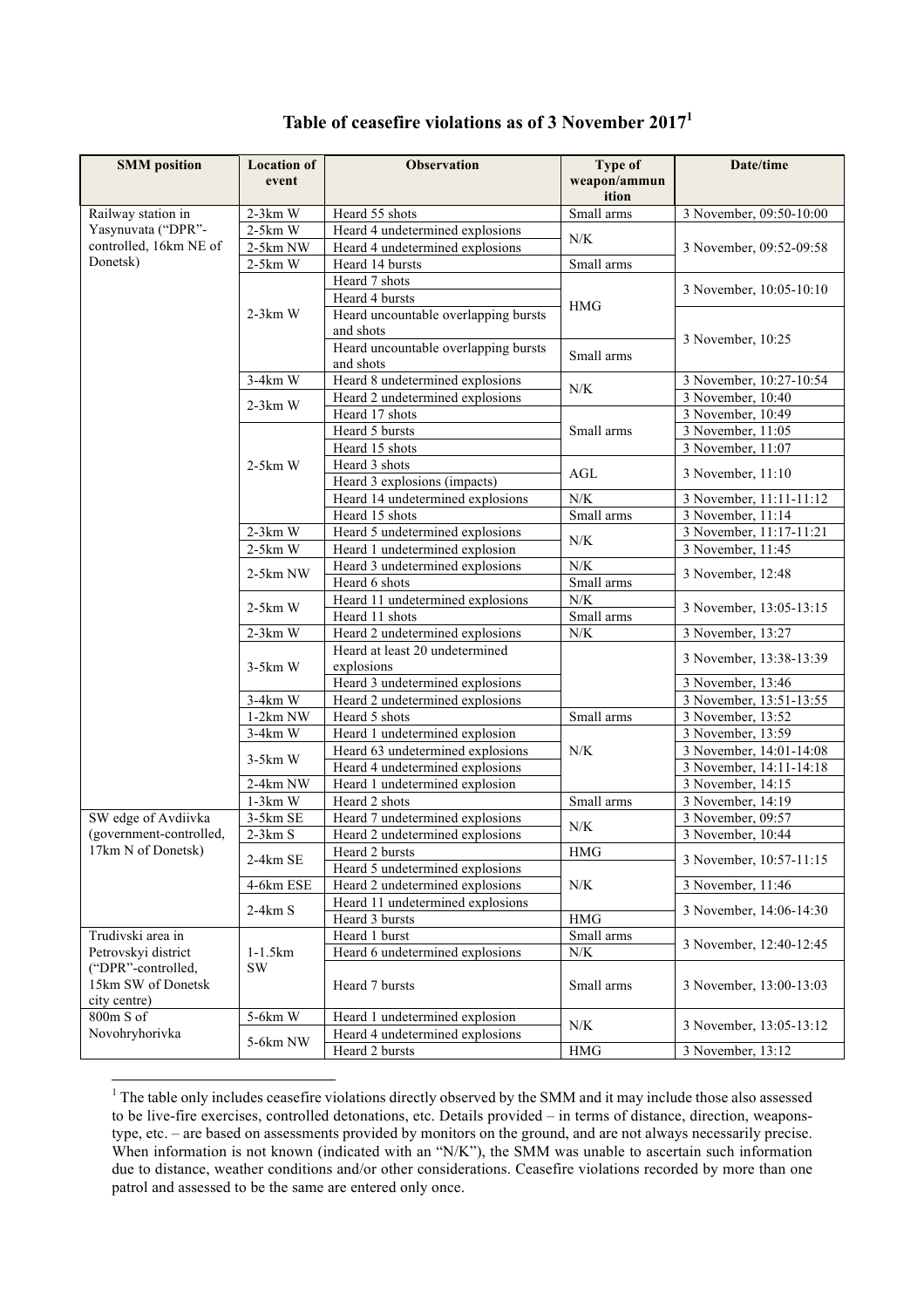# Table of ceasefire violations as of 3 November 2017[1]

| SMM position | Location of event | Observation | Type of weapon/ammunition | Date/time |
|---|---|---|---|---|
| Railway station in Yasynuvata ("DPR"-controlled, 16km NE of Donetsk) | 2-3km W | Heard 55 shots | Small arms | 3 November, 09:50-10:00 |
| | 2-5km W | Heard 4 undetermined explosions | N/K | 3 November, 09:52-09:58 |
| | 2-5km NW | Heard 4 undetermined explosions | | |
| | 2-5km W | Heard 14 bursts | Small arms | |
| | 2-3km W | Heard 7 shots | HMG | 3 November, 10:05-10:10 |
| | | Heard 4 bursts | | |
| | | Heard uncountable overlapping bursts and shots | | 3 November, 10:25 |
| | | Heard uncountable overlapping bursts and shots | Small arms | |
| | 3-4km W | Heard 8 undetermined explosions | N/K | 3 November, 10:27-10:54 |
| | 2-3km W | Heard 2 undetermined explosions | | 3 November, 10:40 |
| | | Heard 17 shots | Small arms | 3 November, 10:49 |
| | 2-5km W | Heard 5 bursts | | 3 November, 11:05 |
| | | Heard 15 shots | | 3 November, 11:07 |
| | | Heard 3 shots | AGL | 3 November, 11:10 |
| | | Heard 3 explosions (impacts) | | |
| | | Heard 14 undetermined explosions | N/K | 3 November, 11:11-11:12 |
| | | Heard 15 shots | Small arms | 3 November, 11:14 |
| | 2-3km W | Heard 5 undetermined explosions | N/K | 3 November, 11:17-11:21 |
| | 2-5km W | Heard 1 undetermined explosion | | 3 November, 11:45 |
| | 2-5km NW | Heard 3 undetermined explosions | N/K | 3 November, 12:48 |
| | | Heard 6 shots | Small arms | |
| | 2-5km W | Heard 11 undetermined explosions | N/K | 3 November, 13:05-13:15 |
| | | Heard 11 shots | Small arms | |
| | 2-3km W | Heard 2 undetermined explosions | N/K | 3 November, 13:27 |
| | 3-5km W | Heard at least 20 undetermined explosions | | 3 November, 13:38-13:39 |
| | | Heard 3 undetermined explosions | | 3 November, 13:46 |
| | 3-4km W | Heard 2 undetermined explosions | | 3 November, 13:51-13:55 |
| | 1-2km NW | Heard 5 shots | Small arms | 3 November, 13:52 |
| | 3-4km W | Heard 1 undetermined explosion | N/K | 3 November, 13:59 |
| | 3-5km W | Heard 63 undetermined explosions | | 3 November, 14:01-14:08 |
| | | Heard 4 undetermined explosions | | 3 November, 14:11-14:18 |
| | 2-4km NW | Heard 1 undetermined explosion | | 3 November, 14:15 |
| | 1-3km W | Heard 2 shots | Small arms | 3 November, 14:19 |
| SW edge of Avdiivka (government-controlled, 17km N of Donetsk) | 3-5km SE | Heard 7 undetermined explosions | N/K | 3 November, 09:57 |
| | 2-3km S | Heard 2 undetermined explosions | | 3 November, 10:44 |
| | 2-4km SE | Heard 2 bursts | HMG | 3 November, 10:57-11:15 |
| | | Heard 5 undetermined explosions | N/K | |
| | 4-6km ESE | Heard 2 undetermined explosions | | 3 November, 11:46 |
| | 2-4km S | Heard 11 undetermined explosions | | 3 November, 14:06-14:30 |
| | | Heard 3 bursts | HMG | |
| Trudivski area in Petrovskyi district ("DPR"-controlled, 15km SW of Donetsk city centre) | 1-1.5km SW | Heard 1 burst | Small arms | 3 November, 12:40-12:45 |
| | | Heard 6 undetermined explosions | N/K | |
| | | Heard 7 bursts | Small arms | 3 November, 13:00-13:03 |
| 800m S of Novohryhorivka | 5-6km W | Heard 1 undetermined explosion | N/K | 3 November, 13:05-13:12 |
| | 5-6km NW | Heard 4 undetermined explosions | | |
| | | Heard 2 bursts | HMG | 3 November, 13:12 |

[1] The table only includes ceasefire violations directly observed by the SMM and it may include those also assessed to be live-fire exercises, controlled detonations, etc. Details provided – in terms of distance, direction, weapons-type, etc. – are based on assessments provided by monitors on the ground, and are not always necessarily precise. When information is not known (indicated with an "N/K"), the SMM was unable to ascertain such information due to distance, weather conditions and/or other considerations. Ceasefire violations recorded by more than one patrol and assessed to be the same are entered only once.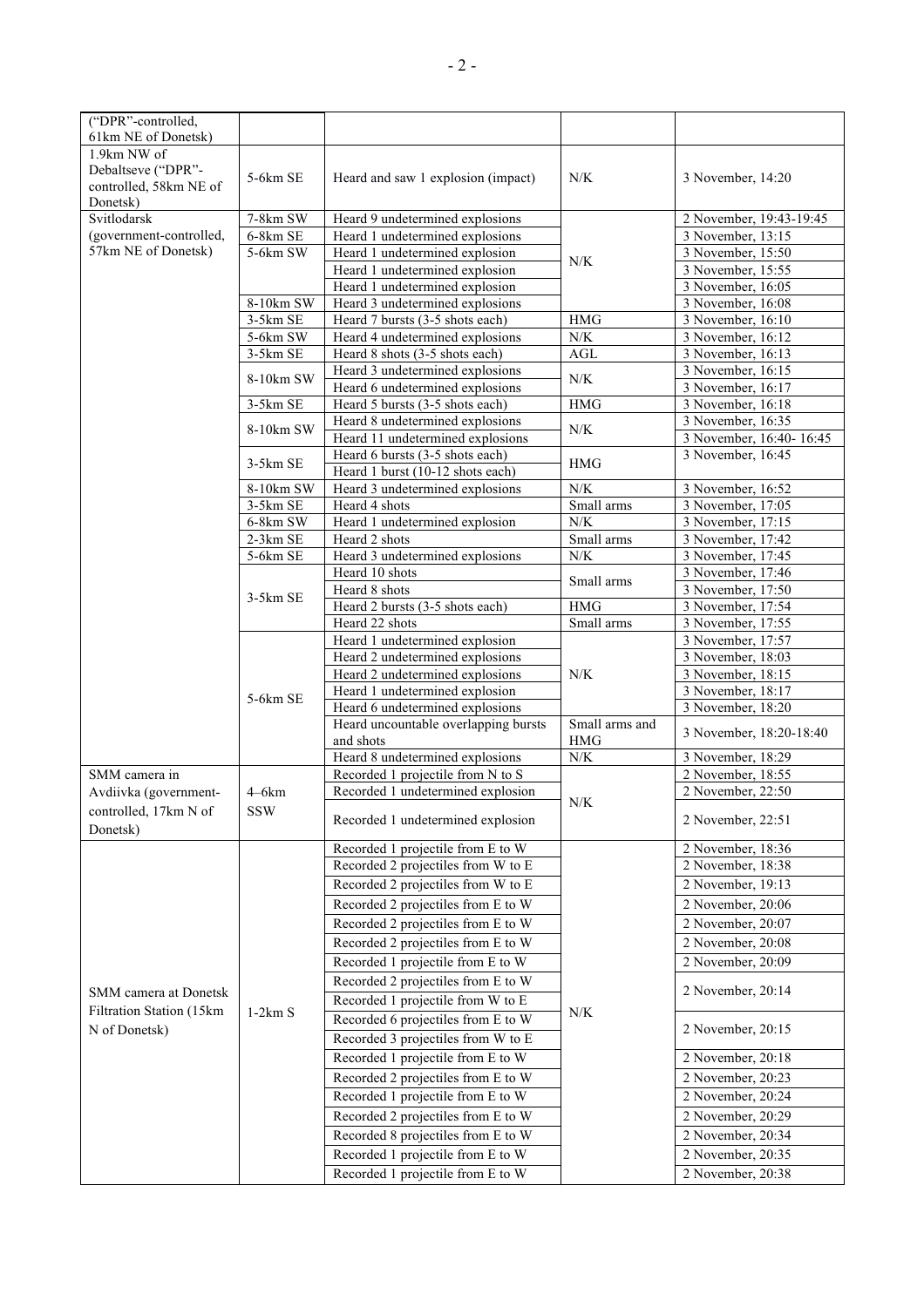| ("DPR"-controlled, 61km NE of Donetsk) | | | | |
|---|---|---|---|---|
| 1.9km NW of Debaltseve ("DPR"-controlled, 58km NE of Donetsk) | 5-6km SE | Heard and saw 1 explosion (impact) | N/K | 3 November, 14:20 |
| Svitlodarsk (government-controlled, 57km NE of Donetsk) | 7-8km SW | Heard 9 undetermined explosions | N/K | 2 November, 19:43-19:45 |
| | 6-8km SE | Heard 1 undetermined explosions | N/K | 3 November, 13:15 |
| | 5-6km SW | Heard 1 undetermined explosion | N/K | 3 November, 15:50 |
| | | Heard 1 undetermined explosion | N/K | 3 November, 15:55 |
| | | Heard 1 undetermined explosion | N/K | 3 November, 16:05 |
| | 8-10km SW | Heard 3 undetermined explosions | N/K | 3 November, 16:08 |
| | 3-5km SE | Heard 7 bursts (3-5 shots each) | HMG | 3 November, 16:10 |
| | 5-6km SW | Heard 4 undetermined explosions | N/K | 3 November, 16:12 |
| | 3-5km SE | Heard 8 shots (3-5 shots each) | AGL | 3 November, 16:13 |
| | 8-10km SW | Heard 3 undetermined explosions | N/K | 3 November, 16:15 |
| | | Heard 6 undetermined explosions | N/K | 3 November, 16:17 |
| | 3-5km SE | Heard 5 bursts (3-5 shots each) | HMG | 3 November, 16:18 |
| | 8-10km SW | Heard 8 undetermined explosions | N/K | 3 November, 16:35 |
| | | Heard 11 undetermined explosions | N/K | 3 November, 16:40- 16:45 |
| | 3-5km SE | Heard 6 bursts (3-5 shots each) | HMG | 3 November, 16:45 |
| | | Heard 1 burst (10-12 shots each) | HMG | |
| | 8-10km SW | Heard 3 undetermined explosions | N/K | 3 November, 16:52 |
| | 3-5km SE | Heard 4 shots | Small arms | 3 November, 17:05 |
| | 6-8km SW | Heard 1 undetermined explosion | N/K | 3 November, 17:15 |
| | 2-3km SE | Heard 2 shots | Small arms | 3 November, 17:42 |
| | 5-6km SE | Heard 3 undetermined explosions | N/K | 3 November, 17:45 |
| | 3-5km SE | Heard 10 shots | Small arms | 3 November, 17:46 |
| | | Heard 8 shots | Small arms | 3 November, 17:50 |
| | | Heard 2 bursts (3-5 shots each) | HMG | 3 November, 17:54 |
| | | Heard 22 shots | Small arms | 3 November, 17:55 |
| | 5-6km SE | Heard 1 undetermined explosion | N/K | 3 November, 17:57 |
| | | Heard 2 undetermined explosions | N/K | 3 November, 18:03 |
| | | Heard 2 undetermined explosions | N/K | 3 November, 18:15 |
| | | Heard 1 undetermined explosion | N/K | 3 November, 18:17 |
| | | Heard 6 undetermined explosions | N/K | 3 November, 18:20 |
| | | Heard uncountable overlapping bursts and shots | Small arms and HMG | 3 November, 18:20-18:40 |
| | | Heard 8 undetermined explosions | N/K | 3 November, 18:29 |
| SMM camera in Avdiivka (government-controlled, 17km N of Donetsk) | 4–6km SSW | Recorded 1 projectile from N to S | N/K | 2 November, 18:55 |
| | | Recorded 1 undetermined explosion | N/K | 2 November, 22:50 |
| | | Recorded 1 undetermined explosion | N/K | 2 November, 22:51 |
| SMM camera at Donetsk Filtration Station (15km N of Donetsk) | 1-2km S | Recorded 1 projectile from E to W | N/K | 2 November, 18:36 |
| | | Recorded 2 projectiles from W to E | N/K | 2 November, 18:38 |
| | | Recorded 2 projectiles from W to E | N/K | 2 November, 19:13 |
| | | Recorded 2 projectiles from E to W | N/K | 2 November, 20:06 |
| | | Recorded 2 projectiles from E to W | N/K | 2 November, 20:07 |
| | | Recorded 2 projectiles from E to W | N/K | 2 November, 20:08 |
| | | Recorded 1 projectile from E to W | N/K | 2 November, 20:09 |
| | | Recorded 2 projectiles from E to W | N/K | 2 November, 20:14 |
| | | Recorded 1 projectile from W to E | N/K | |
| | | Recorded 6 projectiles from E to W | N/K | 2 November, 20:15 |
| | | Recorded 3 projectiles from W to E | N/K | |
| | | Recorded 1 projectile from E to W | N/K | 2 November, 20:18 |
| | | Recorded 2 projectiles from E to W | N/K | 2 November, 20:23 |
| | | Recorded 1 projectile from E to W | N/K | 2 November, 20:24 |
| | | Recorded 2 projectiles from E to W | N/K | 2 November, 20:29 |
| | | Recorded 8 projectiles from E to W | N/K | 2 November, 20:34 |
| | | Recorded 1 projectile from E to W | N/K | 2 November, 20:35 |
| | | Recorded 1 projectile from E to W | N/K | 2 November, 20:38 |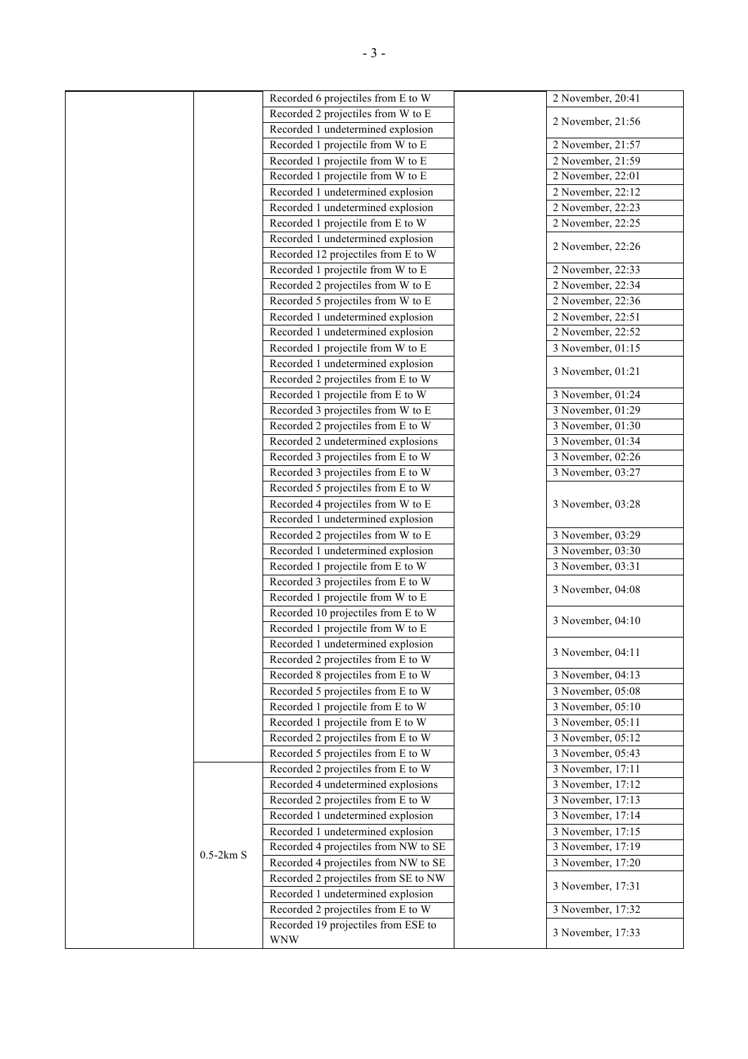| | | | | |
|---|---|---|---|---|
| | | Recorded 6 projectiles from E to W | | 2 November, 20:41 |
| | | Recorded 2 projectiles from W to E | | 2 November, 21:56 |
| | | Recorded 1 undetermined explosion | | |
| | | Recorded 1 projectile from W to E | | 2 November, 21:57 |
| | | Recorded 1 projectile from W to E | | 2 November, 21:59 |
| | | Recorded 1 projectile from W to E | | 2 November, 22:01 |
| | | Recorded 1 undetermined explosion | | 2 November, 22:12 |
| | | Recorded 1 undetermined explosion | | 2 November, 22:23 |
| | | Recorded 1 projectile from E to W | | 2 November, 22:25 |
| | | Recorded 1 undetermined explosion | | 2 November, 22:26 |
| | | Recorded 12 projectiles from E to W | | |
| | | Recorded 1 projectile from W to E | | 2 November, 22:33 |
| | | Recorded 2 projectiles from W to E | | 2 November, 22:34 |
| | | Recorded 5 projectiles from W to E | | 2 November, 22:36 |
| | | Recorded 1 undetermined explosion | | 2 November, 22:51 |
| | | Recorded 1 undetermined explosion | | 2 November, 22:52 |
| | | Recorded 1 projectile from W to E | | 3 November, 01:15 |
| | | Recorded 1 undetermined explosion | | 3 November, 01:21 |
| | | Recorded 2 projectiles from E to W | | |
| | | Recorded 1 projectile from E to W | | 3 November, 01:24 |
| | | Recorded 3 projectiles from W to E | | 3 November, 01:29 |
| | | Recorded 2 projectiles from E to W | | 3 November, 01:30 |
| | | Recorded 2 undetermined explosions | | 3 November, 01:34 |
| | | Recorded 3 projectiles from E to W | | 3 November, 02:26 |
| | | Recorded 3 projectiles from E to W | | 3 November, 03:27 |
| | | Recorded 5 projectiles from E to W | | 3 November, 03:28 |
| | | Recorded 4 projectiles from W to E | | |
| | | Recorded 1 undetermined explosion | | |
| | | Recorded 2 projectiles from W to E | | 3 November, 03:29 |
| | | Recorded 1 undetermined explosion | | 3 November, 03:30 |
| | | Recorded 1 projectile from E to W | | 3 November, 03:31 |
| | | Recorded 3 projectiles from E to W | | 3 November, 04:08 |
| | | Recorded 1 projectile from W to E | | |
| | | Recorded 10 projectiles from E to W | | 3 November, 04:10 |
| | | Recorded 1 projectile from W to E | | |
| | | Recorded 1 undetermined explosion | | 3 November, 04:11 |
| | | Recorded 2 projectiles from E to W | | |
| | | Recorded 8 projectiles from E to W | | 3 November, 04:13 |
| | | Recorded 5 projectiles from E to W | | 3 November, 05:08 |
| | | Recorded 1 projectile from E to W | | 3 November, 05:10 |
| | | Recorded 1 projectile from E to W | | 3 November, 05:11 |
| | | Recorded 2 projectiles from E to W | | 3 November, 05:12 |
| | | Recorded 5 projectiles from E to W | | 3 November, 05:43 |
| | 0.5-2km S | Recorded 2 projectiles from E to W | | 3 November, 17:11 |
| | | Recorded 4 undetermined explosions | | 3 November, 17:12 |
| | | Recorded 2 projectiles from E to W | | 3 November, 17:13 |
| | | Recorded 1 undetermined explosion | | 3 November, 17:14 |
| | | Recorded 1 undetermined explosion | | 3 November, 17:15 |
| | | Recorded 4 projectiles from NW to SE | | 3 November, 17:19 |
| | | Recorded 4 projectiles from NW to SE | | 3 November, 17:20 |
| | | Recorded 2 projectiles from SE to NW | | 3 November, 17:31 |
| | | Recorded 1 undetermined explosion | | |
| | | Recorded 2 projectiles from E to W | | 3 November, 17:32 |
| | | Recorded 19 projectiles from ESE to WNW | | 3 November, 17:33 |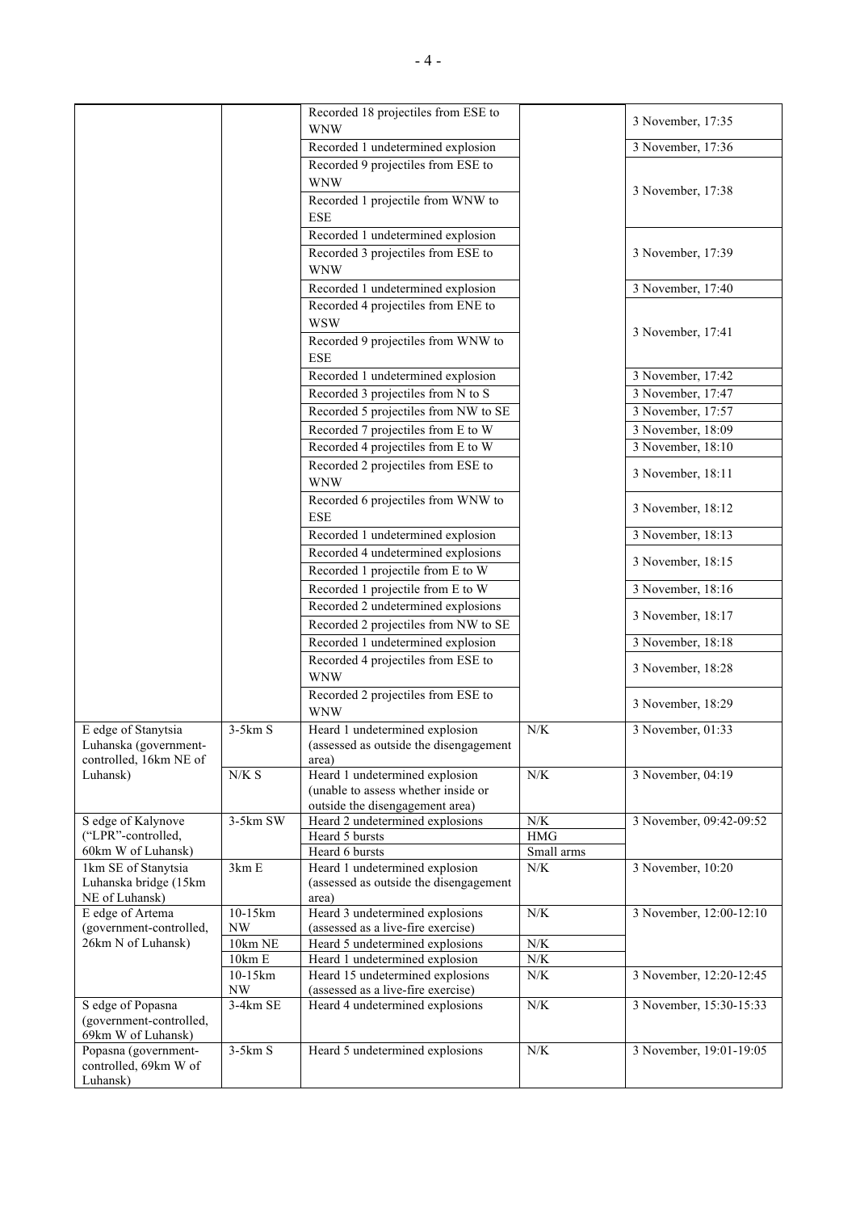| | | | | |
|---|---|---|---|---|
| | | Recorded 18 projectiles from ESE to WNW | | 3 November, 17:35 |
| | | Recorded 1 undetermined explosion | | 3 November, 17:36 |
| | | Recorded 9 projectiles from ESE to WNW | | 3 November, 17:38 |
| | | Recorded 1 projectile from WNW to ESE | | |
| | | Recorded 1 undetermined explosion | | 3 November, 17:39 |
| | | Recorded 3 projectiles from ESE to WNW | | |
| | | Recorded 1 undetermined explosion | | 3 November, 17:40 |
| | | Recorded 4 projectiles from ENE to WSW | | 3 November, 17:41 |
| | | Recorded 9 projectiles from WNW to ESE | | |
| | | Recorded 1 undetermined explosion | | 3 November, 17:42 |
| | | Recorded 3 projectiles from N to S | | 3 November, 17:47 |
| | | Recorded 5 projectiles from NW to SE | | 3 November, 17:57 |
| | | Recorded 7 projectiles from E to W | | 3 November, 18:09 |
| | | Recorded 4 projectiles from E to W | | 3 November, 18:10 |
| | | Recorded 2 projectiles from ESE to WNW | | 3 November, 18:11 |
| | | Recorded 6 projectiles from WNW to ESE | | 3 November, 18:12 |
| | | Recorded 1 undetermined explosion | | 3 November, 18:13 |
| | | Recorded 4 undetermined explosions | | 3 November, 18:15 |
| | | Recorded 1 projectile from E to W | | |
| | | Recorded 1 projectile from E to W | | 3 November, 18:16 |
| | | Recorded 2 undetermined explosions | | 3 November, 18:17 |
| | | Recorded 2 projectiles from NW to SE | | |
| | | Recorded 1 undetermined explosion | | 3 November, 18:18 |
| | | Recorded 4 projectiles from ESE to WNW | | 3 November, 18:28 |
| | | Recorded 2 projectiles from ESE to WNW | | 3 November, 18:29 |
| E edge of Stanytsia Luhanska (government-controlled, 16km NE of Luhansk) | 3-5km S | Heard 1 undetermined explosion (assessed as outside the disengagement area) | N/K | 3 November, 01:33 |
| | N/K S | Heard 1 undetermined explosion (unable to assess whether inside or outside the disengagement area) | N/K | 3 November, 04:19 |
| S edge of Kalynove ("LPR"-controlled, 60km W of Luhansk) | 3-5km SW | Heard 2 undetermined explosions | N/K | 3 November, 09:42-09:52 |
| | | Heard 5 bursts | HMG | |
| | | Heard 6 bursts | Small arms | |
| 1km SE of Stanytsia Luhanska bridge (15km NE of Luhansk) | 3km E | Heard 1 undetermined explosion (assessed as outside the disengagement area) | N/K | 3 November, 10:20 |
| E edge of Artema (government-controlled, 26km N of Luhansk) | 10-15km NW | Heard 3 undetermined explosions (assessed as a live-fire exercise) | N/K | 3 November, 12:00-12:10 |
| | 10km NE | Heard 5 undetermined explosions | N/K | |
| | 10km E | Heard 1 undetermined explosion | N/K | |
| | 10-15km NW | Heard 15 undetermined explosions (assessed as a live-fire exercise) | N/K | 3 November, 12:20-12:45 |
| S edge of Popasna (government-controlled, 69km W of Luhansk) | 3-4km SE | Heard 4 undetermined explosions | N/K | 3 November, 15:30-15:33 |
| Popasna (government-controlled, 69km W of Luhansk) | 3-5km S | Heard 5 undetermined explosions | N/K | 3 November, 19:01-19:05 |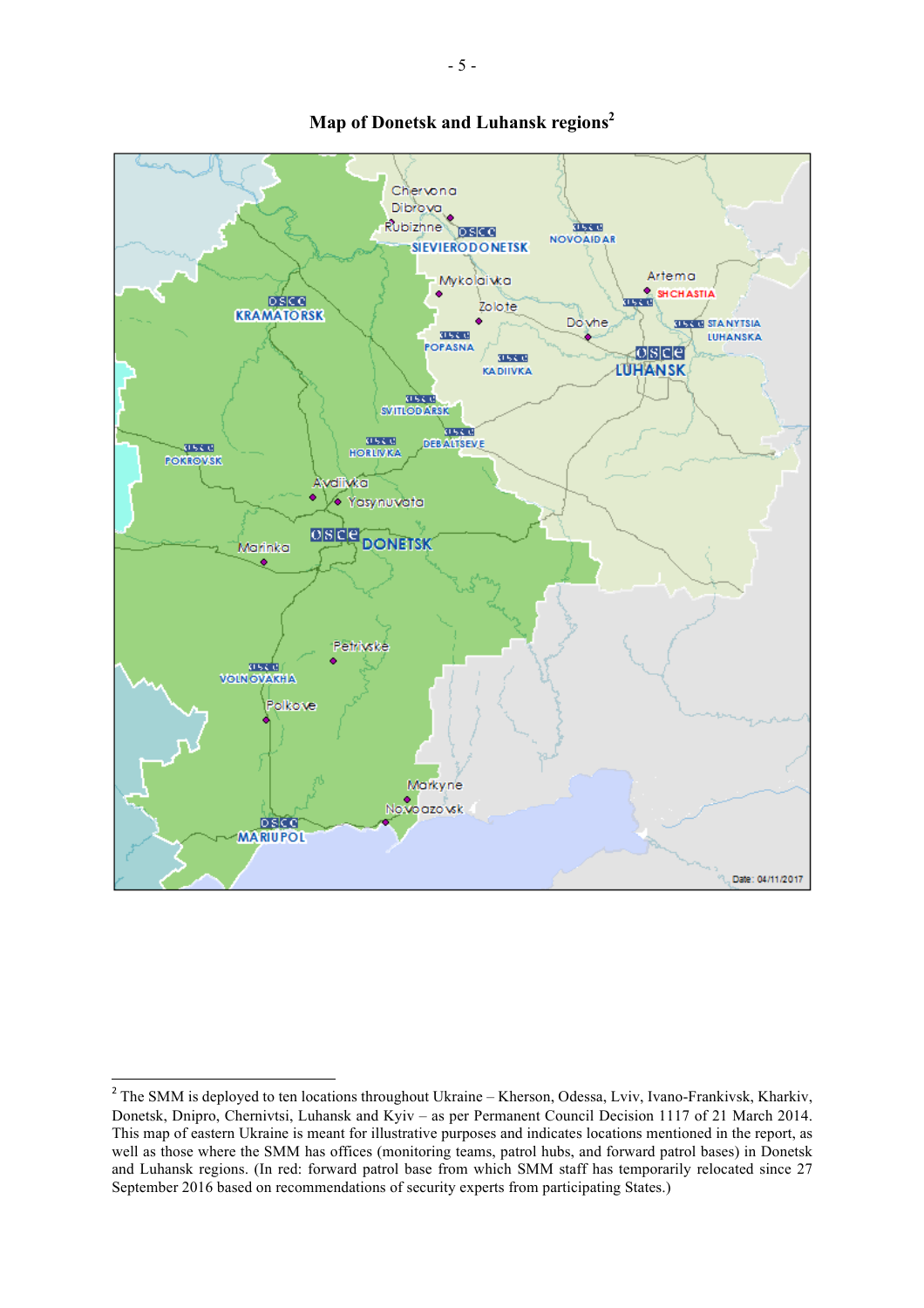**Map of Donetsk and Luhansk regions**[2]

Chervona Dibrova
Rubizhne
SIEVIERODONETSK
NOVOAIDAR
Mykolaivka
Artema
SHCHASTIA
Zolote
KRAMATORSK
POPASNA
Dovhe
STANYTSIA LUHANSKA
KADIIVKA
LUHANSK
SVITLODARSK
DEBALTSEVE
HORLIVKA
POKROVSK
Avdiivka
Yasynuvata
DONETSK
Marinka
Petrivske
VOLNOVAKHA
Pikuzy
Markyne
Novoazovsk
MARIUPOL
Date: 04/11/2017

---

[2] The SMM is deployed to ten locations throughout Ukraine – Kherson, Odessa, Lviv, Ivano-Frankivsk, Kharkiv, Donetsk, Dnipro, Chernivtsi, Luhansk and Kyiv – as per Permanent Council Decision 1117 of 21 March 2014. This map of eastern Ukraine is meant for illustrative purposes and indicates locations mentioned in the report, as well as those where the SMM has offices (monitoring teams, patrol hubs, and forward patrol bases) in Donetsk and Luhansk regions. (In red: forward patrol base from which SMM staff has temporarily relocated since 27 September 2016 based on recommendations of security experts from participating States.)